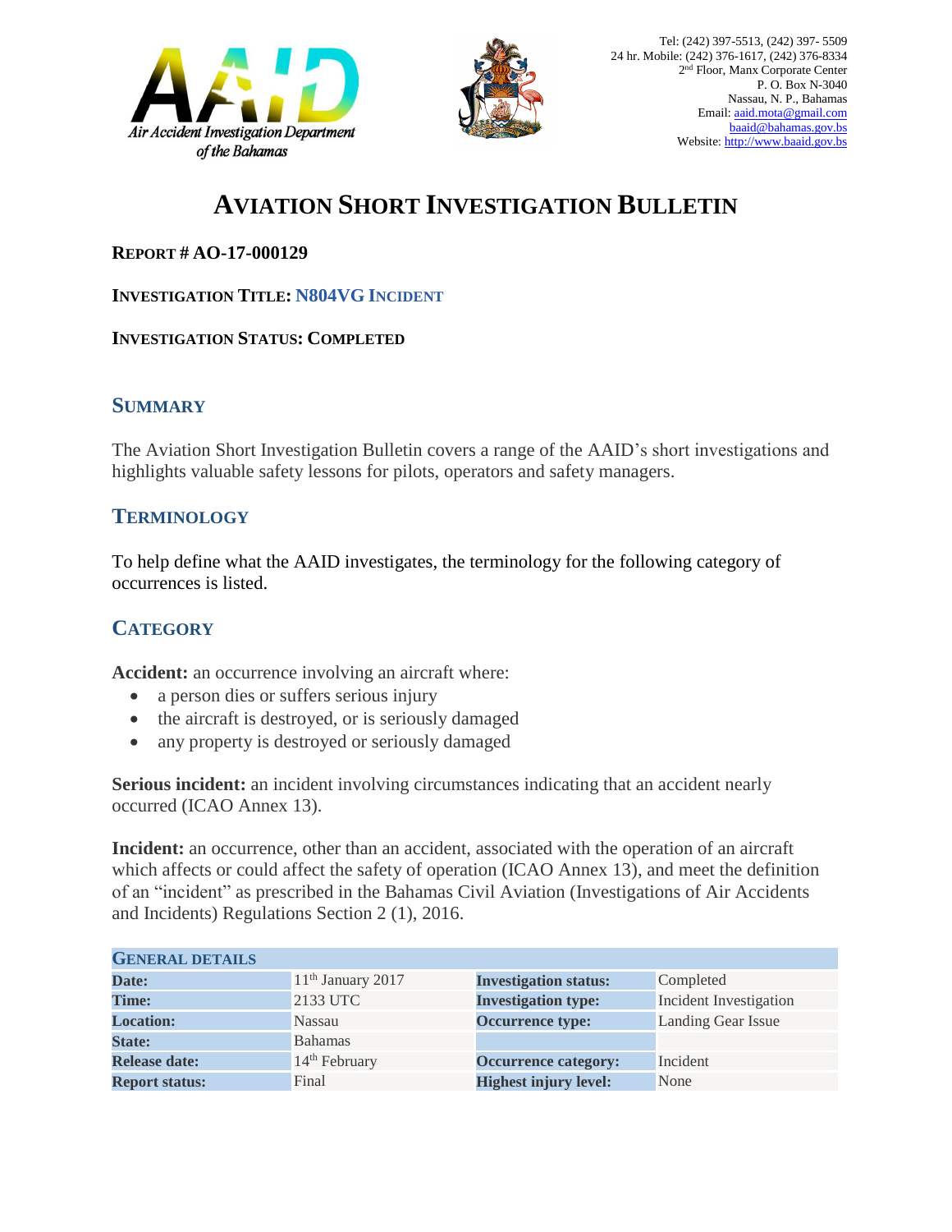Air Accident Investigation Department of the Bahamas

Tel: (242) 397-5513, (242) 397- 5509
24 hr. Mobile: (242) 376-1617, (242) 376-8334
2nd Floor, Manx Corporate Center
P. O. Box N-3040
Nassau, N. P., Bahamas
Email: aaid.mota@gmail.com
baaid@bahamas.gov.bs
Website: http://www.baaid.gov.bs

# AVIATION SHORT INVESTIGATION BULLETIN

**REPORT # AO-17-000129**

**INVESTIGATION TITLE: N804VG INCIDENT**

**INVESTIGATION STATUS: COMPLETED**

## SUMMARY

The Aviation Short Investigation Bulletin covers a range of the AAID's short investigations and highlights valuable safety lessons for pilots, operators and safety managers.

## TERMINOLOGY

To help define what the AAID investigates, the terminology for the following category of occurrences is listed.

## CATEGORY

**Accident:** an occurrence involving an aircraft where:

- a person dies or suffers serious injury
- the aircraft is destroyed, or is seriously damaged
- any property is destroyed or seriously damaged

**Serious incident:** an incident involving circumstances indicating that an accident nearly occurred (ICAO Annex 13).

**Incident:** an occurrence, other than an accident, associated with the operation of an aircraft which affects or could affect the safety of operation (ICAO Annex 13), and meet the definition of an "incident" as prescribed in the Bahamas Civil Aviation (Investigations of Air Accidents and Incidents) Regulations Section 2 (1), 2016.

| GENERAL DETAILS | | | |
|---|---|---|---|
| **Date:** | 11th January 2017 | **Investigation status:** | Completed |
| **Time:** | 2133 UTC | **Investigation type:** | Incident Investigation |
| **Location:** | Nassau | **Occurrence type:** | Landing Gear Issue |
| **State:** | Bahamas | | |
| **Release date:** | 14th February | **Occurrence category:** | Incident |
| **Report status:** | Final | **Highest injury level:** | None |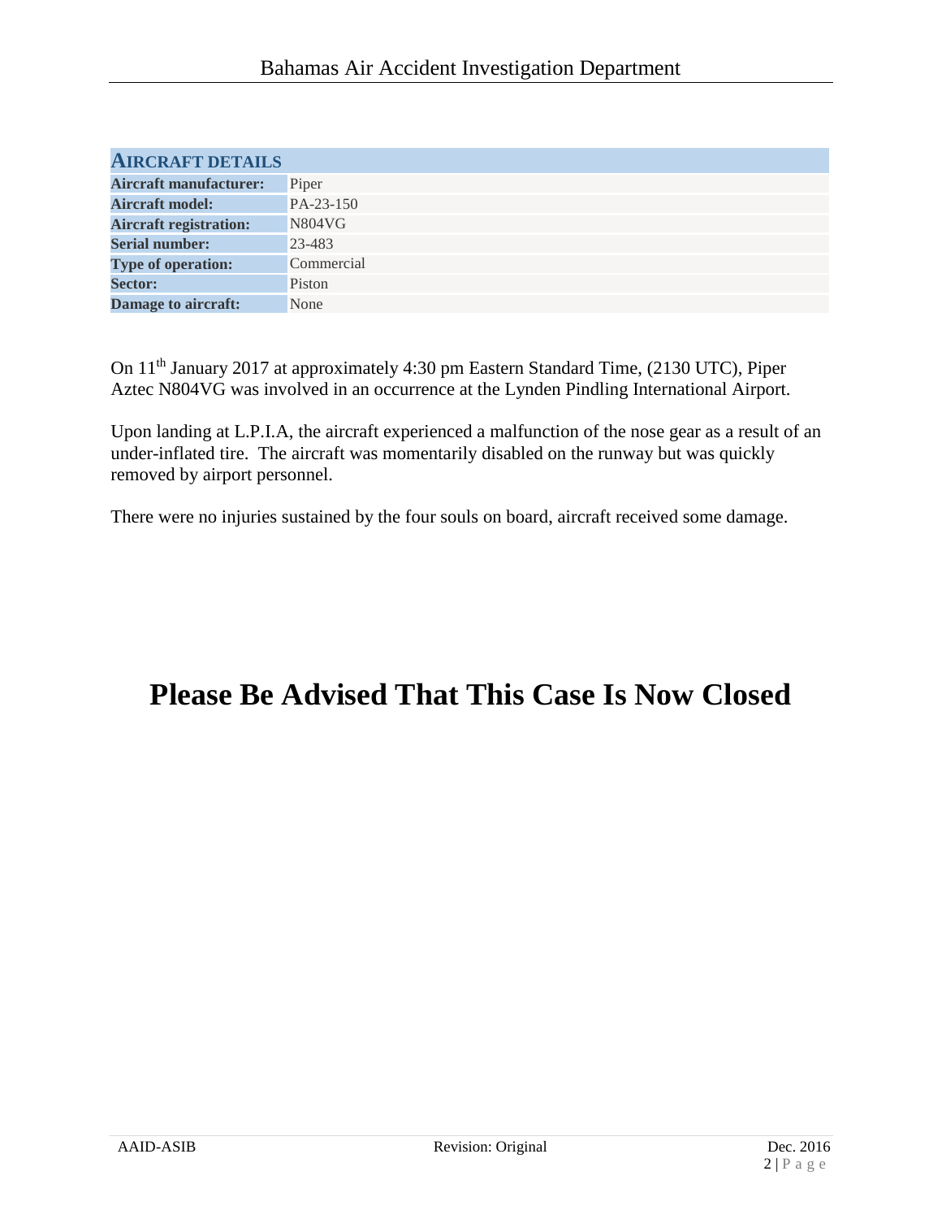| AIRCRAFT DETAILS | |
| --- | --- |
| **Aircraft manufacturer:** | Piper |
| **Aircraft model:** | PA-23-150 |
| **Aircraft registration:** | N804VG |
| **Serial number:** | 23-483 |
| **Type of operation:** | Commercial |
| **Sector:** | Piston |
| **Damage to aircraft:** | None |

On 11th January 2017 at approximately 4:30 pm Eastern Standard Time, (2130 UTC), Piper Aztec N804VG was involved in an occurrence at the Lynden Pindling International Airport.

Upon landing at L.P.I.A, the aircraft experienced a malfunction of the nose gear as a result of an under-inflated tire. The aircraft was momentarily disabled on the runway but was quickly removed by airport personnel.

There were no injuries sustained by the four souls on board, aircraft received some damage.

# Please Be Advised That This Case Is Now Closed